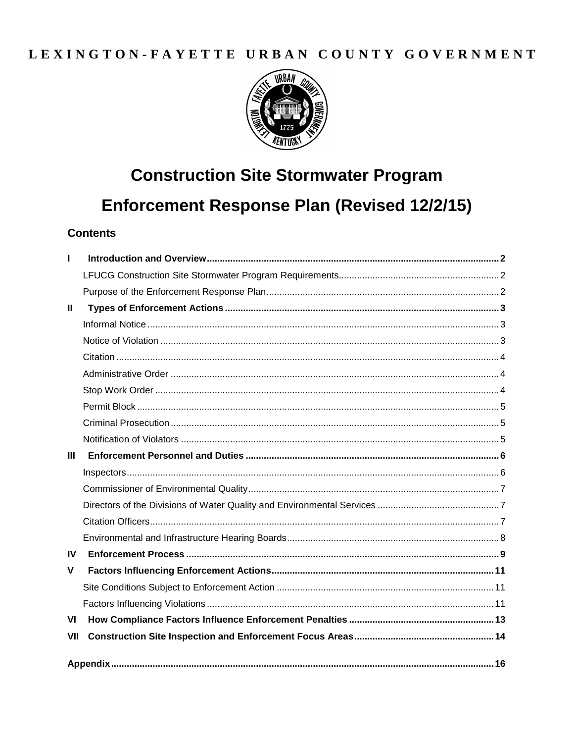L E X I N G T O N - F A Y E T T E   U R B A N   C O U N T Y   G O V E R N M E N T

# Construction Site Stormwater Program

# Enforcement Response Plan (Revised 12/2/15)

## Contents

**I Introduction and Overview** ..... 2

- LFUCG Construction Site Stormwater Program Requirements ..... 2
- Purpose of the Enforcement Response Plan ..... 2

**II Types of Enforcement Actions** ..... 3

- Informal Notice ..... 3
- Notice of Violation ..... 3
- Citation ..... 4
- Administrative Order ..... 4
- Stop Work Order ..... 4
- Permit Block ..... 5
- Criminal Prosecution ..... 5
- Notification of Violators ..... 5

**III Enforcement Personnel and Duties** ..... 6

- Inspectors ..... 6
- Commissioner of Environmental Quality ..... 7
- Directors of the Divisions of Water Quality and Environmental Services ..... 7
- Citation Officers ..... 7
- Environmental and Infrastructure Hearing Boards ..... 8

**IV Enforcement Process** ..... 9

**V Factors Influencing Enforcement Actions** ..... 11

- Site Conditions Subject to Enforcement Action ..... 11
- Factors Influencing Violations ..... 11

**VI How Compliance Factors Influence Enforcement Penalties** ..... 13

**VII Construction Site Inspection and Enforcement Focus Areas** ..... 14

**Appendix** ..... 16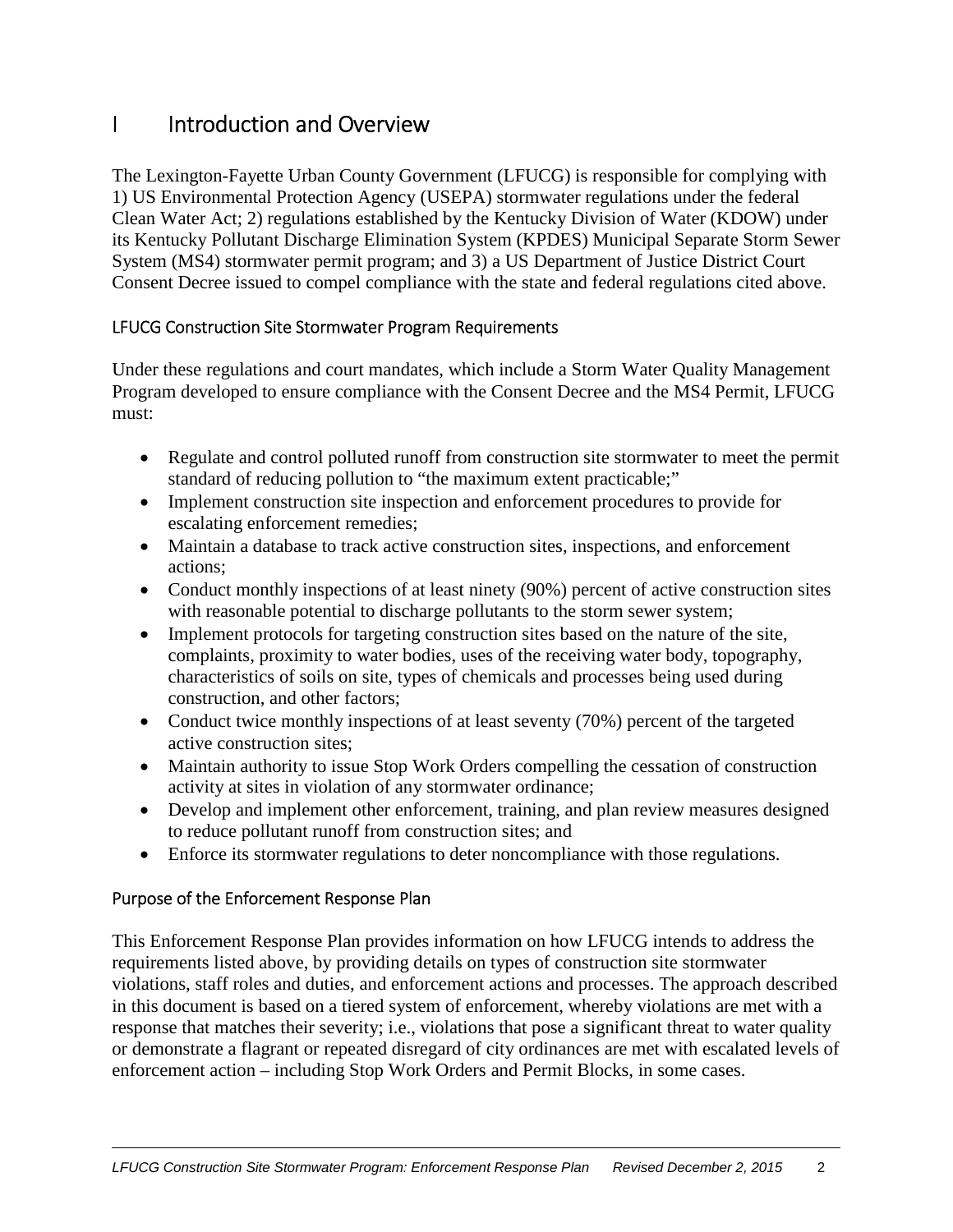# I Introduction and Overview

The Lexington-Fayette Urban County Government (LFUCG) is responsible for complying with 1) US Environmental Protection Agency (USEPA) stormwater regulations under the federal Clean Water Act; 2) regulations established by the Kentucky Division of Water (KDOW) under its Kentucky Pollutant Discharge Elimination System (KPDES) Municipal Separate Storm Sewer System (MS4) stormwater permit program; and 3) a US Department of Justice District Court Consent Decree issued to compel compliance with the state and federal regulations cited above.

### LFUCG Construction Site Stormwater Program Requirements

Under these regulations and court mandates, which include a Storm Water Quality Management Program developed to ensure compliance with the Consent Decree and the MS4 Permit, LFUCG must:

- Regulate and control polluted runoff from construction site stormwater to meet the permit standard of reducing pollution to "the maximum extent practicable;"
- Implement construction site inspection and enforcement procedures to provide for escalating enforcement remedies;
- Maintain a database to track active construction sites, inspections, and enforcement actions;
- Conduct monthly inspections of at least ninety (90%) percent of active construction sites with reasonable potential to discharge pollutants to the storm sewer system;
- Implement protocols for targeting construction sites based on the nature of the site, complaints, proximity to water bodies, uses of the receiving water body, topography, characteristics of soils on site, types of chemicals and processes being used during construction, and other factors;
- Conduct twice monthly inspections of at least seventy (70%) percent of the targeted active construction sites;
- Maintain authority to issue Stop Work Orders compelling the cessation of construction activity at sites in violation of any stormwater ordinance;
- Develop and implement other enforcement, training, and plan review measures designed to reduce pollutant runoff from construction sites; and
- Enforce its stormwater regulations to deter noncompliance with those regulations.

### Purpose of the Enforcement Response Plan

This Enforcement Response Plan provides information on how LFUCG intends to address the requirements listed above, by providing details on types of construction site stormwater violations, staff roles and duties, and enforcement actions and processes. The approach described in this document is based on a tiered system of enforcement, whereby violations are met with a response that matches their severity; i.e., violations that pose a significant threat to water quality or demonstrate a flagrant or repeated disregard of city ordinances are met with escalated levels of enforcement action – including Stop Work Orders and Permit Blocks, in some cases.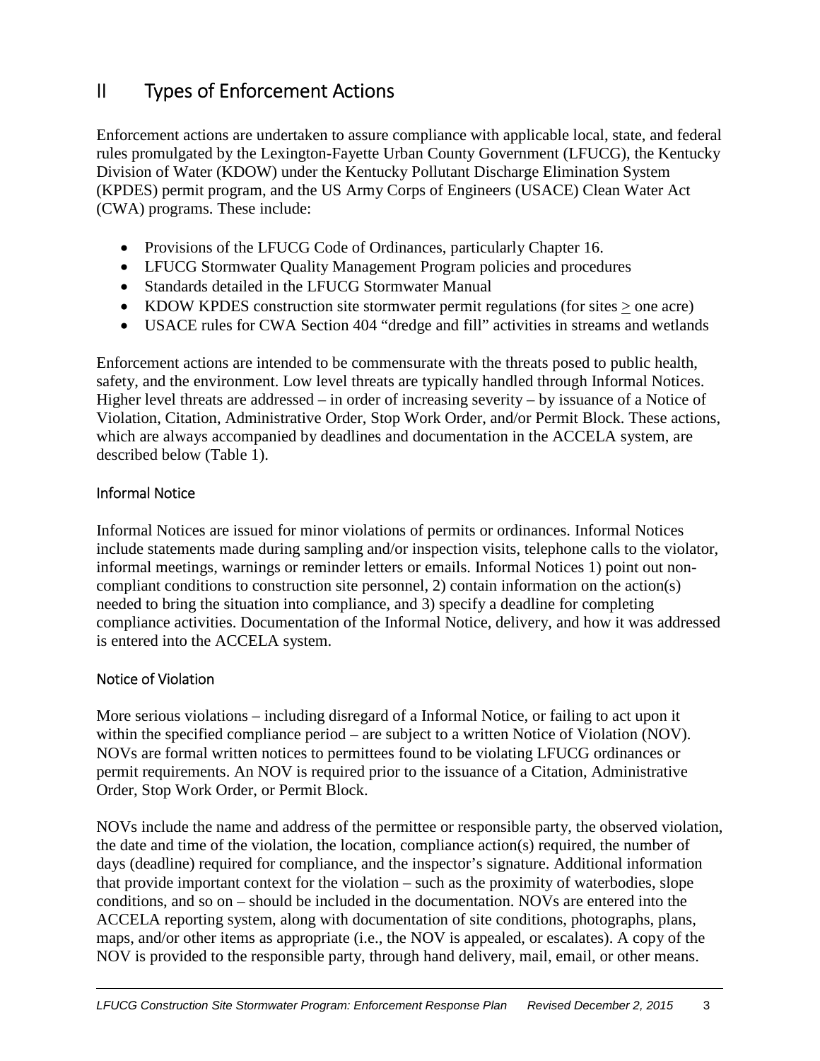# II Types of Enforcement Actions

Enforcement actions are undertaken to assure compliance with applicable local, state, and federal rules promulgated by the Lexington-Fayette Urban County Government (LFUCG), the Kentucky Division of Water (KDOW) under the Kentucky Pollutant Discharge Elimination System (KPDES) permit program, and the US Army Corps of Engineers (USACE) Clean Water Act (CWA) programs. These include:

- Provisions of the LFUCG Code of Ordinances, particularly Chapter 16.
- LFUCG Stormwater Quality Management Program policies and procedures
- Standards detailed in the LFUCG Stormwater Manual
- KDOW KPDES construction site stormwater permit regulations (for sites $\geq$ one acre)
- USACE rules for CWA Section 404 "dredge and fill" activities in streams and wetlands

Enforcement actions are intended to be commensurate with the threats posed to public health, safety, and the environment. Low level threats are typically handled through Informal Notices. Higher level threats are addressed – in order of increasing severity – by issuance of a Notice of Violation, Citation, Administrative Order, Stop Work Order, and/or Permit Block. These actions, which are always accompanied by deadlines and documentation in the ACCELA system, are described below (Table 1).

### Informal Notice

Informal Notices are issued for minor violations of permits or ordinances. Informal Notices include statements made during sampling and/or inspection visits, telephone calls to the violator, informal meetings, warnings or reminder letters or emails. Informal Notices 1) point out non-compliant conditions to construction site personnel, 2) contain information on the action(s) needed to bring the situation into compliance, and 3) specify a deadline for completing compliance activities. Documentation of the Informal Notice, delivery, and how it was addressed is entered into the ACCELA system.

### Notice of Violation

More serious violations – including disregard of a Informal Notice, or failing to act upon it within the specified compliance period – are subject to a written Notice of Violation (NOV). NOVs are formal written notices to permittees found to be violating LFUCG ordinances or permit requirements. An NOV is required prior to the issuance of a Citation, Administrative Order, Stop Work Order, or Permit Block.

NOVs include the name and address of the permittee or responsible party, the observed violation, the date and time of the violation, the location, compliance action(s) required, the number of days (deadline) required for compliance, and the inspector's signature. Additional information that provide important context for the violation – such as the proximity of waterbodies, slope conditions, and so on – should be included in the documentation. NOVs are entered into the ACCELA reporting system, along with documentation of site conditions, photographs, plans, maps, and/or other items as appropriate (i.e., the NOV is appealed, or escalates). A copy of the NOV is provided to the responsible party, through hand delivery, mail, email, or other means.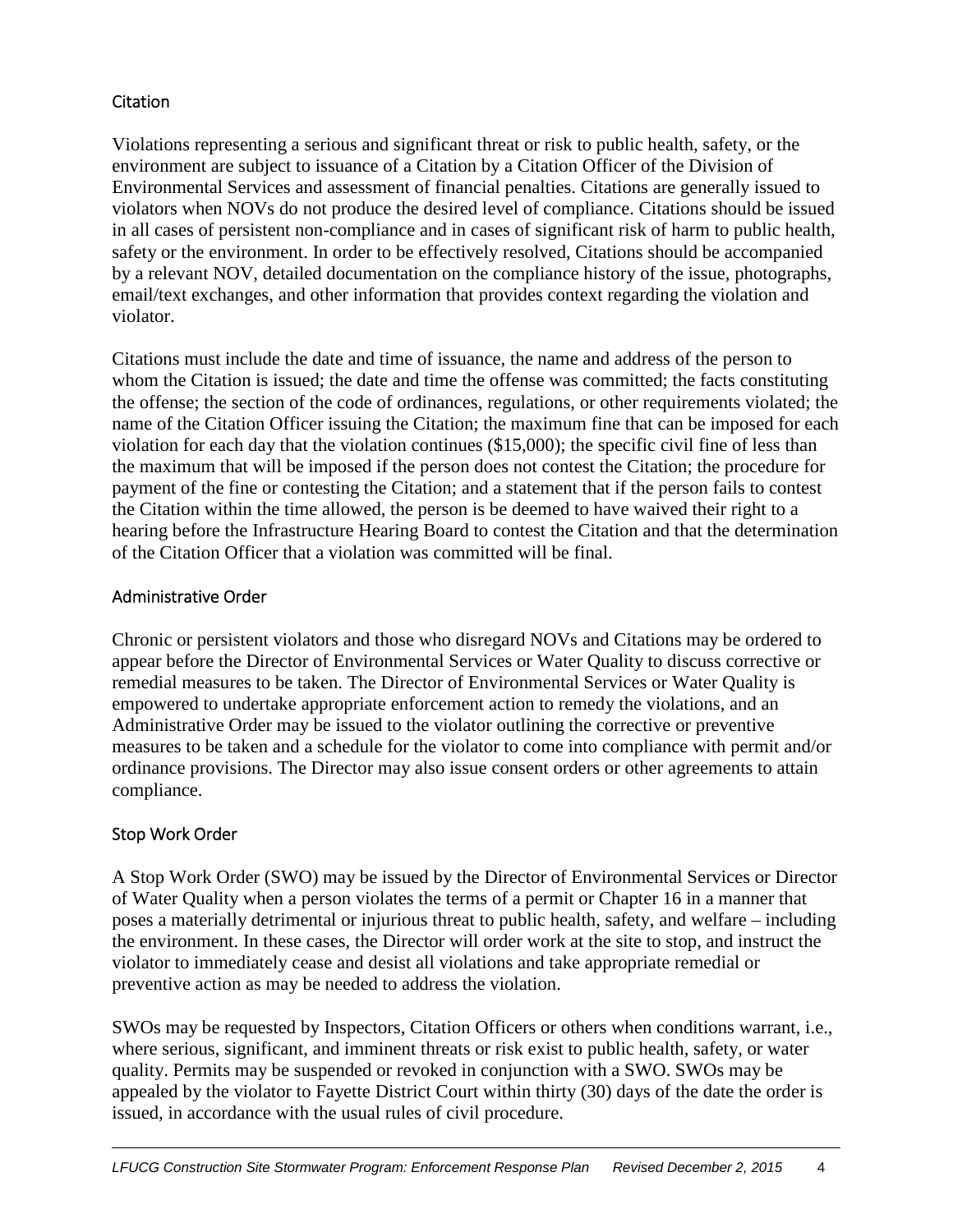### Citation

Violations representing a serious and significant threat or risk to public health, safety, or the environment are subject to issuance of a Citation by a Citation Officer of the Division of Environmental Services and assessment of financial penalties. Citations are generally issued to violators when NOVs do not produce the desired level of compliance. Citations should be issued in all cases of persistent non-compliance and in cases of significant risk of harm to public health, safety or the environment. In order to be effectively resolved, Citations should be accompanied by a relevant NOV, detailed documentation on the compliance history of the issue, photographs, email/text exchanges, and other information that provides context regarding the violation and violator.

Citations must include the date and time of issuance, the name and address of the person to whom the Citation is issued; the date and time the offense was committed; the facts constituting the offense; the section of the code of ordinances, regulations, or other requirements violated; the name of the Citation Officer issuing the Citation; the maximum fine that can be imposed for each violation for each day that the violation continues ($15,000); the specific civil fine of less than the maximum that will be imposed if the person does not contest the Citation; the procedure for payment of the fine or contesting the Citation; and a statement that if the person fails to contest the Citation within the time allowed, the person is be deemed to have waived their right to a hearing before the Infrastructure Hearing Board to contest the Citation and that the determination of the Citation Officer that a violation was committed will be final.

### Administrative Order

Chronic or persistent violators and those who disregard NOVs and Citations may be ordered to appear before the Director of Environmental Services or Water Quality to discuss corrective or remedial measures to be taken. The Director of Environmental Services or Water Quality is empowered to undertake appropriate enforcement action to remedy the violations, and an Administrative Order may be issued to the violator outlining the corrective or preventive measures to be taken and a schedule for the violator to come into compliance with permit and/or ordinance provisions. The Director may also issue consent orders or other agreements to attain compliance.

### Stop Work Order

A Stop Work Order (SWO) may be issued by the Director of Environmental Services or Director of Water Quality when a person violates the terms of a permit or Chapter 16 in a manner that poses a materially detrimental or injurious threat to public health, safety, and welfare – including the environment. In these cases, the Director will order work at the site to stop, and instruct the violator to immediately cease and desist all violations and take appropriate remedial or preventive action as may be needed to address the violation.

SWOs may be requested by Inspectors, Citation Officers or others when conditions warrant, i.e., where serious, significant, and imminent threats or risk exist to public health, safety, or water quality. Permits may be suspended or revoked in conjunction with a SWO. SWOs may be appealed by the violator to Fayette District Court within thirty (30) days of the date the order is issued, in accordance with the usual rules of civil procedure.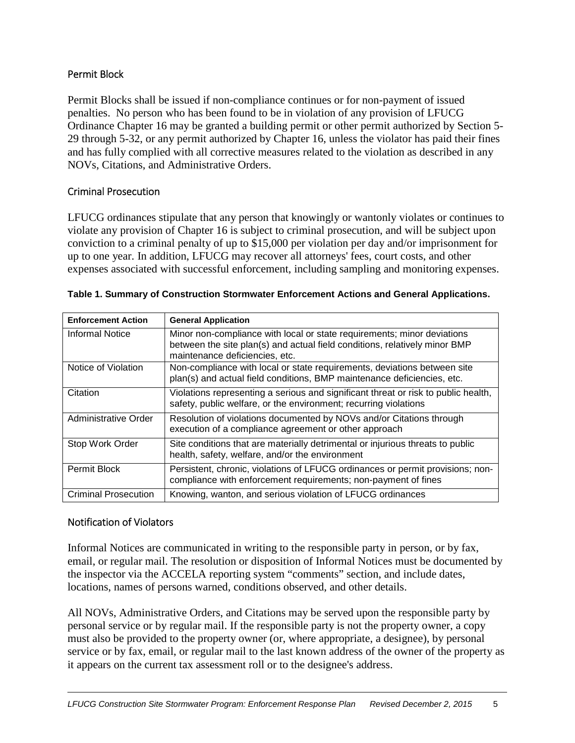### Permit Block

Permit Blocks shall be issued if non-compliance continues or for non-payment of issued penalties. No person who has been found to be in violation of any provision of LFUCG Ordinance Chapter 16 may be granted a building permit or other permit authorized by Section 5-29 through 5-32, or any permit authorized by Chapter 16, unless the violator has paid their fines and has fully complied with all corrective measures related to the violation as described in any NOVs, Citations, and Administrative Orders.

### Criminal Prosecution

LFUCG ordinances stipulate that any person that knowingly or wantonly violates or continues to violate any provision of Chapter 16 is subject to criminal prosecution, and will be subject upon conviction to a criminal penalty of up to $15,000 per violation per day and/or imprisonment for up to one year. In addition, LFUCG may recover all attorneys' fees, court costs, and other expenses associated with successful enforcement, including sampling and monitoring expenses.

**Table 1. Summary of Construction Stormwater Enforcement Actions and General Applications.**

| Enforcement Action | General Application |
|---|---|
| Informal Notice | Minor non-compliance with local or state requirements; minor deviations between the site plan(s) and actual field conditions, relatively minor BMP maintenance deficiencies, etc. |
| Notice of Violation | Non-compliance with local or state requirements, deviations between site plan(s) and actual field conditions, BMP maintenance deficiencies, etc. |
| Citation | Violations representing a serious and significant threat or risk to public health, safety, public welfare, or the environment; recurring violations |
| Administrative Order | Resolution of violations documented by NOVs and/or Citations through execution of a compliance agreement or other approach |
| Stop Work Order | Site conditions that are materially detrimental or injurious threats to public health, safety, welfare, and/or the environment |
| Permit Block | Persistent, chronic, violations of LFUCG ordinances or permit provisions; non-compliance with enforcement requirements; non-payment of fines |
| Criminal Prosecution | Knowing, wanton, and serious violation of LFUCG ordinances |

### Notification of Violators

Informal Notices are communicated in writing to the responsible party in person, or by fax, email, or regular mail. The resolution or disposition of Informal Notices must be documented by the inspector via the ACCELA reporting system "comments" section, and include dates, locations, names of persons warned, conditions observed, and other details.

All NOVs, Administrative Orders, and Citations may be served upon the responsible party by personal service or by regular mail. If the responsible party is not the property owner, a copy must also be provided to the property owner (or, where appropriate, a designee), by personal service or by fax, email, or regular mail to the last known address of the owner of the property as it appears on the current tax assessment roll or to the designee's address.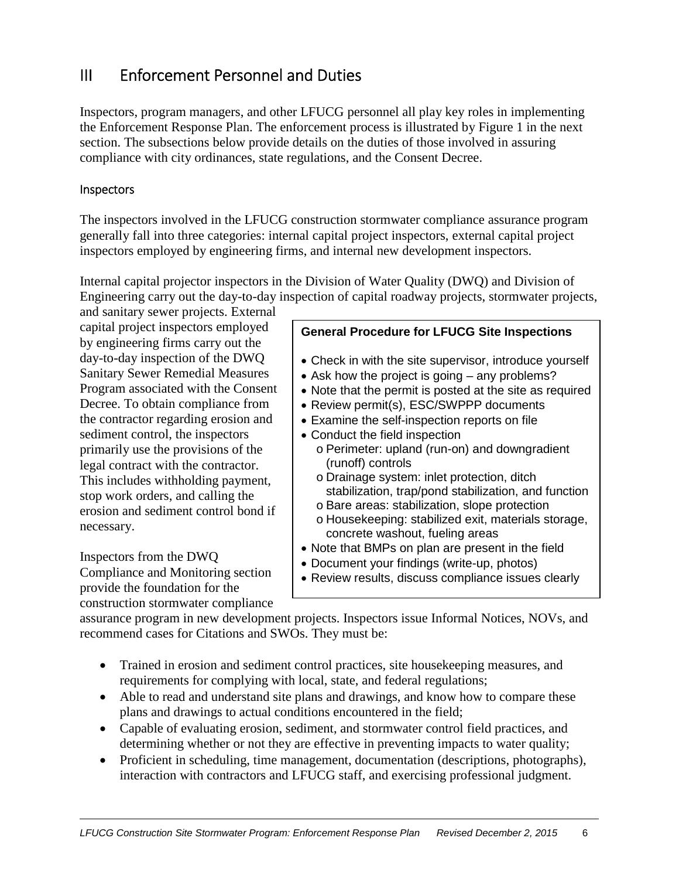# III Enforcement Personnel and Duties

Inspectors, program managers, and other LFUCG personnel all play key roles in implementing the Enforcement Response Plan. The enforcement process is illustrated by Figure 1 in the next section. The subsections below provide details on the duties of those involved in assuring compliance with city ordinances, state regulations, and the Consent Decree.

## Inspectors

The inspectors involved in the LFUCG construction stormwater compliance assurance program generally fall into three categories: internal capital project inspectors, external capital project inspectors employed by engineering firms, and internal new development inspectors.

Internal capital projector inspectors in the Division of Water Quality (DWQ) and Division of Engineering carry out the day-to-day inspection of capital roadway projects, stormwater projects, and sanitary sewer projects. External capital project inspectors employed by engineering firms carry out the day-to-day inspection of the DWQ Sanitary Sewer Remedial Measures Program associated with the Consent Decree. To obtain compliance from the contractor regarding erosion and sediment control, the inspectors primarily use the provisions of the legal contract with the contractor. This includes withholding payment, stop work orders, and calling the erosion and sediment control bond if necessary.

> **General Procedure for LFUCG Site Inspections**
>
> - Check in with the site supervisor, introduce yourself
> - Ask how the project is going – any problems?
> - Note that the permit is posted at the site as required
> - Review permit(s), ESC/SWPPP documents
> - Examine the self-inspection reports on file
> - Conduct the field inspection
>   - Perimeter: upland (run-on) and downgradient (runoff) controls
>   - Drainage system: inlet protection, ditch stabilization, trap/pond stabilization, and function
>   - Bare areas: stabilization, slope protection
>   - Housekeeping: stabilized exit, materials storage, concrete washout, fueling areas
> - Note that BMPs on plan are present in the field
> - Document your findings (write-up, photos)
> - Review results, discuss compliance issues clearly

Inspectors from the DWQ Compliance and Monitoring section provide the foundation for the construction stormwater compliance assurance program in new development projects. Inspectors issue Informal Notices, NOVs, and recommend cases for Citations and SWOs. They must be:

- Trained in erosion and sediment control practices, site housekeeping measures, and requirements for complying with local, state, and federal regulations;
- Able to read and understand site plans and drawings, and know how to compare these plans and drawings to actual conditions encountered in the field;
- Capable of evaluating erosion, sediment, and stormwater control field practices, and determining whether or not they are effective in preventing impacts to water quality;
- Proficient in scheduling, time management, documentation (descriptions, photographs), interaction with contractors and LFUCG staff, and exercising professional judgment.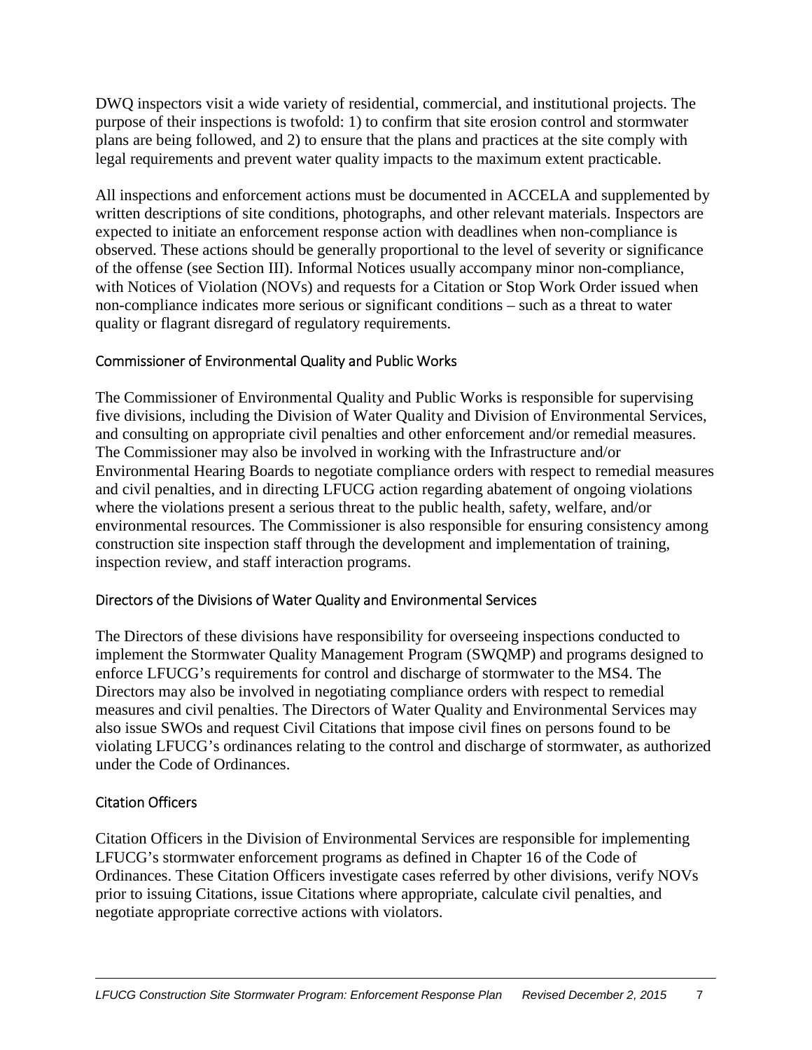DWQ inspectors visit a wide variety of residential, commercial, and institutional projects. The purpose of their inspections is twofold: 1) to confirm that site erosion control and stormwater plans are being followed, and 2) to ensure that the plans and practices at the site comply with legal requirements and prevent water quality impacts to the maximum extent practicable.

All inspections and enforcement actions must be documented in ACCELA and supplemented by written descriptions of site conditions, photographs, and other relevant materials. Inspectors are expected to initiate an enforcement response action with deadlines when non-compliance is observed. These actions should be generally proportional to the level of severity or significance of the offense (see Section III). Informal Notices usually accompany minor non-compliance, with Notices of Violation (NOVs) and requests for a Citation or Stop Work Order issued when non-compliance indicates more serious or significant conditions – such as a threat to water quality or flagrant disregard of regulatory requirements.

### Commissioner of Environmental Quality and Public Works

The Commissioner of Environmental Quality and Public Works is responsible for supervising five divisions, including the Division of Water Quality and Division of Environmental Services, and consulting on appropriate civil penalties and other enforcement and/or remedial measures. The Commissioner may also be involved in working with the Infrastructure and/or Environmental Hearing Boards to negotiate compliance orders with respect to remedial measures and civil penalties, and in directing LFUCG action regarding abatement of ongoing violations where the violations present a serious threat to the public health, safety, welfare, and/or environmental resources. The Commissioner is also responsible for ensuring consistency among construction site inspection staff through the development and implementation of training, inspection review, and staff interaction programs.

### Directors of the Divisions of Water Quality and Environmental Services

The Directors of these divisions have responsibility for overseeing inspections conducted to implement the Stormwater Quality Management Program (SWQMP) and programs designed to enforce LFUCG's requirements for control and discharge of stormwater to the MS4. The Directors may also be involved in negotiating compliance orders with respect to remedial measures and civil penalties. The Directors of Water Quality and Environmental Services may also issue SWOs and request Civil Citations that impose civil fines on persons found to be violating LFUCG's ordinances relating to the control and discharge of stormwater, as authorized under the Code of Ordinances.

### Citation Officers

Citation Officers in the Division of Environmental Services are responsible for implementing LFUCG's stormwater enforcement programs as defined in Chapter 16 of the Code of Ordinances. These Citation Officers investigate cases referred by other divisions, verify NOVs prior to issuing Citations, issue Citations where appropriate, calculate civil penalties, and negotiate appropriate corrective actions with violators.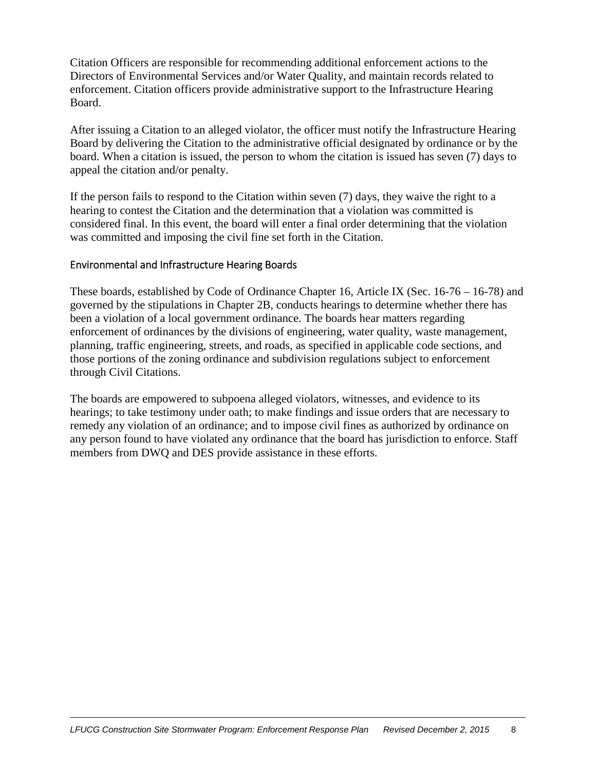Citation Officers are responsible for recommending additional enforcement actions to the Directors of Environmental Services and/or Water Quality, and maintain records related to enforcement. Citation officers provide administrative support to the Infrastructure Hearing Board.

After issuing a Citation to an alleged violator, the officer must notify the Infrastructure Hearing Board by delivering the Citation to the administrative official designated by ordinance or by the board. When a citation is issued, the person to whom the citation is issued has seven (7) days to appeal the citation and/or penalty.

If the person fails to respond to the Citation within seven (7) days, they waive the right to a hearing to contest the Citation and the determination that a violation was committed is considered final. In this event, the board will enter a final order determining that the violation was committed and imposing the civil fine set forth in the Citation.

### Environmental and Infrastructure Hearing Boards

These boards, established by Code of Ordinance Chapter 16, Article IX (Sec. 16-76 – 16-78) and governed by the stipulations in Chapter 2B, conducts hearings to determine whether there has been a violation of a local government ordinance. The boards hear matters regarding enforcement of ordinances by the divisions of engineering, water quality, waste management, planning, traffic engineering, streets, and roads, as specified in applicable code sections, and those portions of the zoning ordinance and subdivision regulations subject to enforcement through Civil Citations.

The boards are empowered to subpoena alleged violators, witnesses, and evidence to its hearings; to take testimony under oath; to make findings and issue orders that are necessary to remedy any violation of an ordinance; and to impose civil fines as authorized by ordinance on any person found to have violated any ordinance that the board has jurisdiction to enforce. Staff members from DWQ and DES provide assistance in these efforts.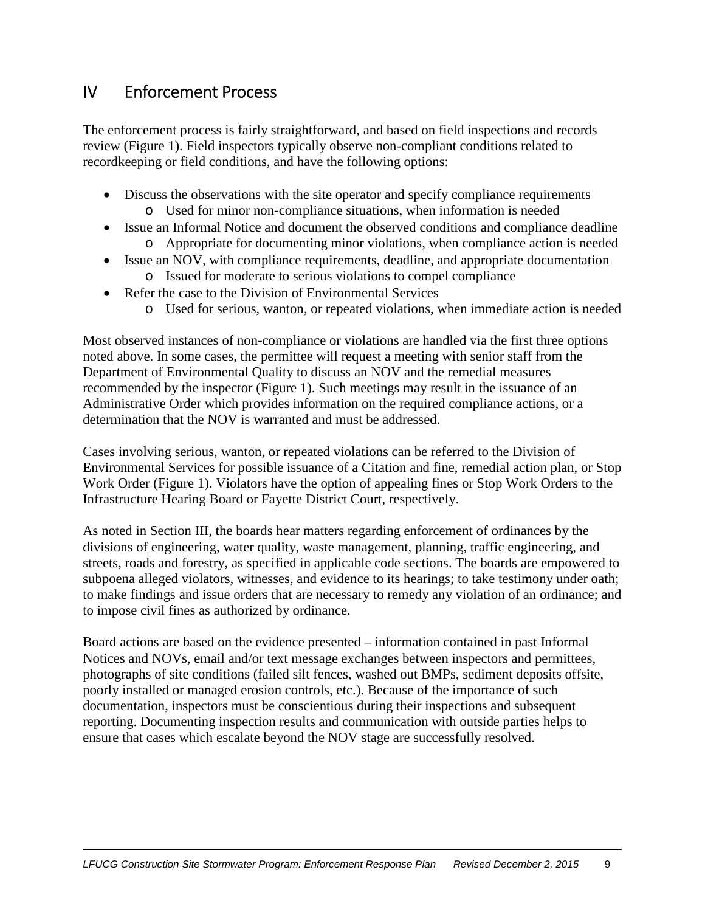# IV Enforcement Process

The enforcement process is fairly straightforward, and based on field inspections and records review (Figure 1). Field inspectors typically observe non-compliant conditions related to recordkeeping or field conditions, and have the following options:

- Discuss the observations with the site operator and specify compliance requirements
  - Used for minor non-compliance situations, when information is needed
- Issue an Informal Notice and document the observed conditions and compliance deadline
  - Appropriate for documenting minor violations, when compliance action is needed
- Issue an NOV, with compliance requirements, deadline, and appropriate documentation
  - Issued for moderate to serious violations to compel compliance
- Refer the case to the Division of Environmental Services
  - Used for serious, wanton, or repeated violations, when immediate action is needed

Most observed instances of non-compliance or violations are handled via the first three options noted above. In some cases, the permittee will request a meeting with senior staff from the Department of Environmental Quality to discuss an NOV and the remedial measures recommended by the inspector (Figure 1). Such meetings may result in the issuance of an Administrative Order which provides information on the required compliance actions, or a determination that the NOV is warranted and must be addressed.

Cases involving serious, wanton, or repeated violations can be referred to the Division of Environmental Services for possible issuance of a Citation and fine, remedial action plan, or Stop Work Order (Figure 1). Violators have the option of appealing fines or Stop Work Orders to the Infrastructure Hearing Board or Fayette District Court, respectively.

As noted in Section III, the boards hear matters regarding enforcement of ordinances by the divisions of engineering, water quality, waste management, planning, traffic engineering, and streets, roads and forestry, as specified in applicable code sections. The boards are empowered to subpoena alleged violators, witnesses, and evidence to its hearings; to take testimony under oath; to make findings and issue orders that are necessary to remedy any violation of an ordinance; and to impose civil fines as authorized by ordinance.

Board actions are based on the evidence presented – information contained in past Informal Notices and NOVs, email and/or text message exchanges between inspectors and permittees, photographs of site conditions (failed silt fences, washed out BMPs, sediment deposits offsite, poorly installed or managed erosion controls, etc.). Because of the importance of such documentation, inspectors must be conscientious during their inspections and subsequent reporting. Documenting inspection results and communication with outside parties helps to ensure that cases which escalate beyond the NOV stage are successfully resolved.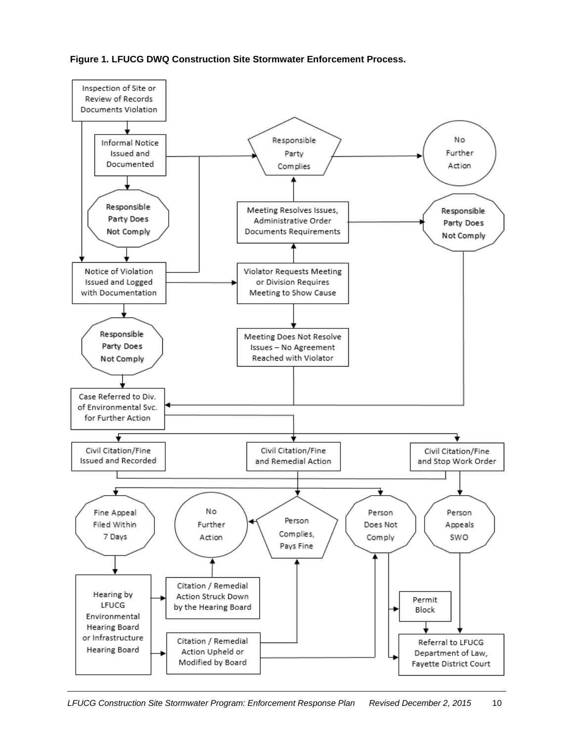**Figure 1. LFUCG DWQ Construction Site Stormwater Enforcement Process.**

Inspection of Site or Review of Records Documents Violation

Informal Notice Issued and Documented

Responsible Party Complies

No Further Action

Responsible Party Does Not Comply

Meeting Resolves Issues, Administrative Order Documents Requirements

Responsible Party Does Not Comply

Notice of Violation Issued and Logged with Documentation

Violator Requests Meeting or Division Requires Meeting to Show Cause

Responsible Party Does Not Comply

Meeting Does Not Resolve Issues – No Agreement Reached with Violator

Case Referred to Div. of Environmental Svc. for Further Action

Civil Citation/Fine Issued and Recorded

Civil Citation/Fine and Remedial Action

Civil Citation/Fine and Stop Work Order

Fine Appeal Filed Within 7 Days

No Further Action

Person Complies, Pays Fine

Person Does Not Comply

Person Appeals SWO

Hearing by LFUCG Environmental Hearing Board or Infrastructure Hearing Board

Citation / Remedial Action Struck Down by the Hearing Board

Citation / Remedial Action Upheld or Modified by Board

Permit Block

Referral to LFUCG Department of Law, Fayette District Court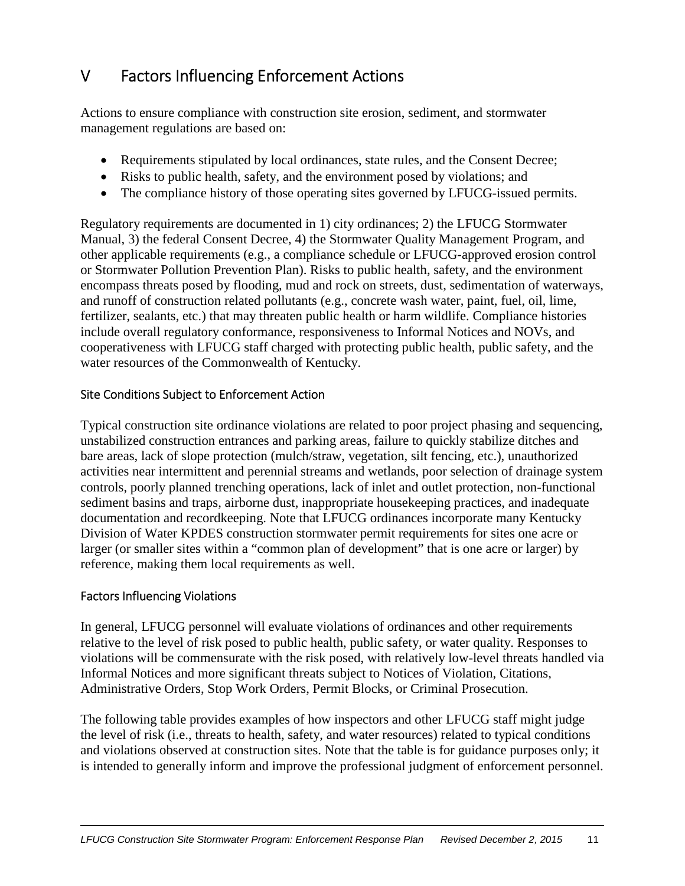# V Factors Influencing Enforcement Actions

Actions to ensure compliance with construction site erosion, sediment, and stormwater management regulations are based on:

- Requirements stipulated by local ordinances, state rules, and the Consent Decree;
- Risks to public health, safety, and the environment posed by violations; and
- The compliance history of those operating sites governed by LFUCG-issued permits.

Regulatory requirements are documented in 1) city ordinances; 2) the LFUCG Stormwater Manual, 3) the federal Consent Decree, 4) the Stormwater Quality Management Program, and other applicable requirements (e.g., a compliance schedule or LFUCG-approved erosion control or Stormwater Pollution Prevention Plan). Risks to public health, safety, and the environment encompass threats posed by flooding, mud and rock on streets, dust, sedimentation of waterways, and runoff of construction related pollutants (e.g., concrete wash water, paint, fuel, oil, lime, fertilizer, sealants, etc.) that may threaten public health or harm wildlife. Compliance histories include overall regulatory conformance, responsiveness to Informal Notices and NOVs, and cooperativeness with LFUCG staff charged with protecting public health, public safety, and the water resources of the Commonwealth of Kentucky.

## Site Conditions Subject to Enforcement Action

Typical construction site ordinance violations are related to poor project phasing and sequencing, unstabilized construction entrances and parking areas, failure to quickly stabilize ditches and bare areas, lack of slope protection (mulch/straw, vegetation, silt fencing, etc.), unauthorized activities near intermittent and perennial streams and wetlands, poor selection of drainage system controls, poorly planned trenching operations, lack of inlet and outlet protection, non-functional sediment basins and traps, airborne dust, inappropriate housekeeping practices, and inadequate documentation and recordkeeping. Note that LFUCG ordinances incorporate many Kentucky Division of Water KPDES construction stormwater permit requirements for sites one acre or larger (or smaller sites within a "common plan of development" that is one acre or larger) by reference, making them local requirements as well.

## Factors Influencing Violations

In general, LFUCG personnel will evaluate violations of ordinances and other requirements relative to the level of risk posed to public health, public safety, or water quality. Responses to violations will be commensurate with the risk posed, with relatively low-level threats handled via Informal Notices and more significant threats subject to Notices of Violation, Citations, Administrative Orders, Stop Work Orders, Permit Blocks, or Criminal Prosecution.

The following table provides examples of how inspectors and other LFUCG staff might judge the level of risk (i.e., threats to health, safety, and water resources) related to typical conditions and violations observed at construction sites. Note that the table is for guidance purposes only; it is intended to generally inform and improve the professional judgment of enforcement personnel.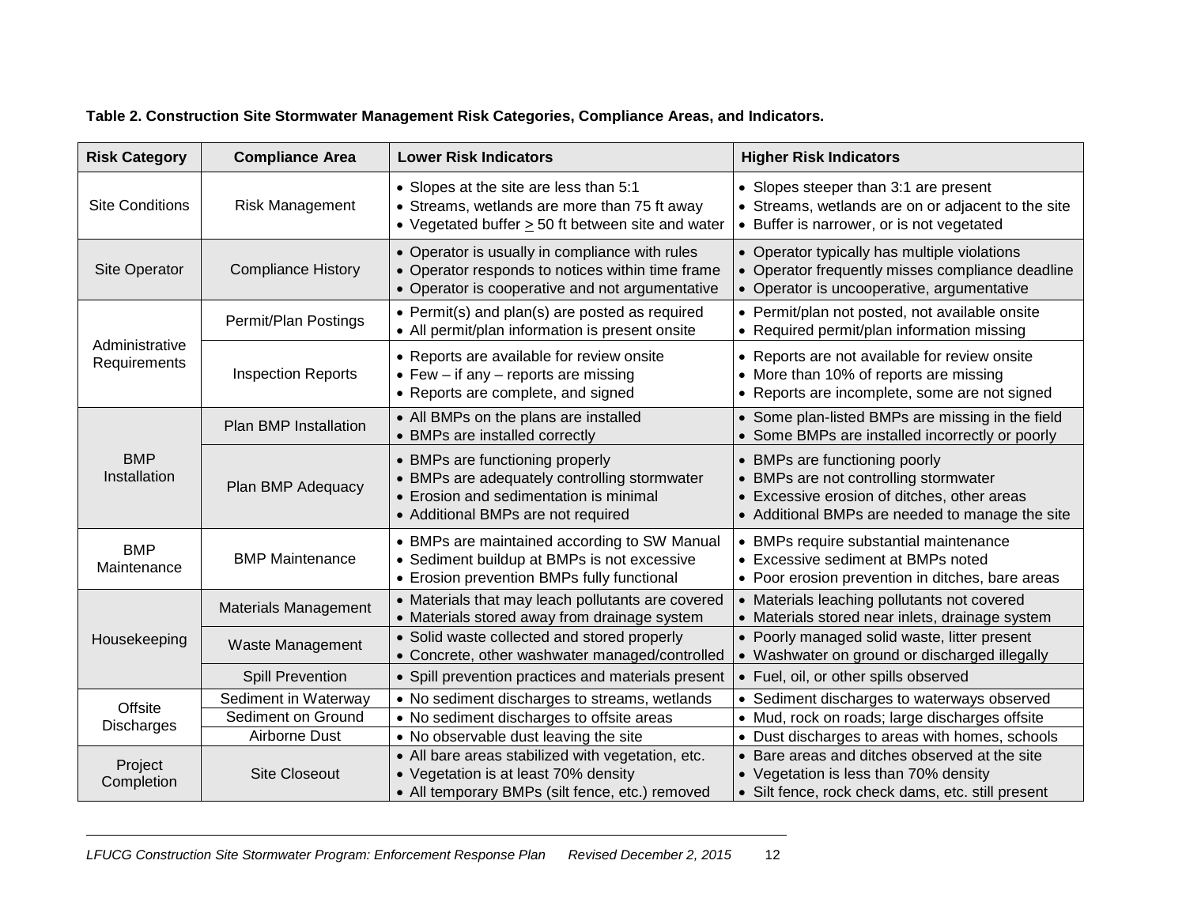**Table 2. Construction Site Stormwater Management Risk Categories, Compliance Areas, and Indicators.**

| Risk Category | Compliance Area | Lower Risk Indicators | Higher Risk Indicators |
|---|---|---|---|
| Site Conditions | Risk Management | • Slopes at the site are less than 5:1<br>• Streams, wetlands are more than 75 ft away<br>• Vegetated buffer ≥ 50 ft between site and water | • Slopes steeper than 3:1 are present<br>• Streams, wetlands are on or adjacent to the site<br>• Buffer is narrower, or is not vegetated |
| Site Operator | Compliance History | • Operator is usually in compliance with rules<br>• Operator responds to notices within time frame<br>• Operator is cooperative and not argumentative | • Operator typically has multiple violations<br>• Operator frequently misses compliance deadline<br>• Operator is uncooperative, argumentative |
| Administrative Requirements | Permit/Plan Postings | • Permit(s) and plan(s) are posted as required<br>• All permit/plan information is present onsite | • Permit/plan not posted, not available onsite<br>• Required permit/plan information missing |
| | Inspection Reports | • Reports are available for review onsite<br>• Few – if any – reports are missing<br>• Reports are complete, and signed | • Reports are not available for review onsite<br>• More than 10% of reports are missing<br>• Reports are incomplete, some are not signed |
| BMP Installation | Plan BMP Installation | • All BMPs on the plans are installed<br>• BMPs are installed correctly | • Some plan-listed BMPs are missing in the field<br>• Some BMPs are installed incorrectly or poorly |
| | Plan BMP Adequacy | • BMPs are functioning properly<br>• BMPs are adequately controlling stormwater<br>• Erosion and sedimentation is minimal<br>• Additional BMPs are not required | • BMPs are functioning poorly<br>• BMPs are not controlling stormwater<br>• Excessive erosion of ditches, other areas<br>• Additional BMPs are needed to manage the site |
| BMP Maintenance | BMP Maintenance | • BMPs are maintained according to SW Manual<br>• Sediment buildup at BMPs is not excessive<br>• Erosion prevention BMPs fully functional | • BMPs require substantial maintenance<br>• Excessive sediment at BMPs noted<br>• Poor erosion prevention in ditches, bare areas |
| Housekeeping | Materials Management | • Materials that may leach pollutants are covered<br>• Materials stored away from drainage system | • Materials leaching pollutants not covered<br>• Materials stored near inlets, drainage system |
| | Waste Management | • Solid waste collected and stored properly<br>• Concrete, other washwater managed/controlled | • Poorly managed solid waste, litter present<br>• Washwater on ground or discharged illegally |
| | Spill Prevention | • Spill prevention practices and materials present | • Fuel, oil, or other spills observed |
| Offsite Discharges | Sediment in Waterway | • No sediment discharges to streams, wetlands | • Sediment discharges to waterways observed |
| | Sediment on Ground | • No sediment discharges to offsite areas | • Mud, rock on roads; large discharges offsite |
| | Airborne Dust | • No observable dust leaving the site | • Dust discharges to areas with homes, schools |
| Project Completion | Site Closeout | • All bare areas stabilized with vegetation, etc.<br>• Vegetation is at least 70% density<br>• All temporary BMPs (silt fence, etc.) removed | • Bare areas and ditches observed at the site<br>• Vegetation is less than 70% density<br>• Silt fence, rock check dams, etc. still present |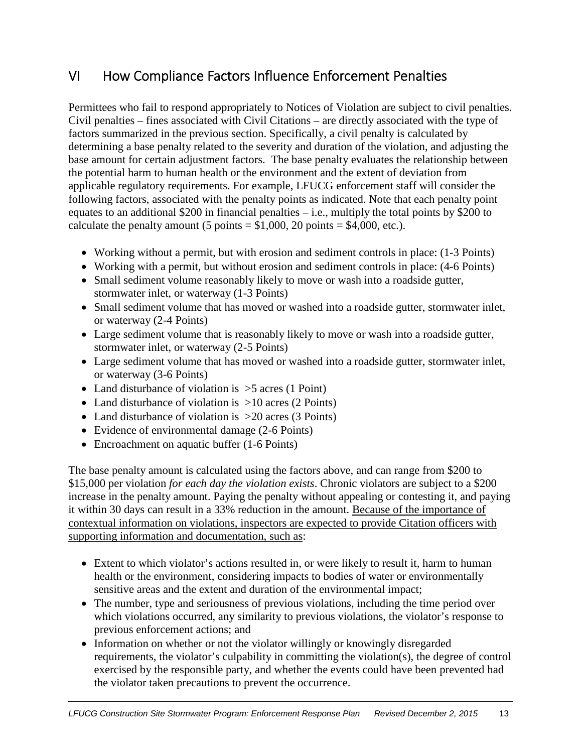# VI How Compliance Factors Influence Enforcement Penalties

Permittees who fail to respond appropriately to Notices of Violation are subject to civil penalties. Civil penalties – fines associated with Civil Citations – are directly associated with the type of factors summarized in the previous section. Specifically, a civil penalty is calculated by determining a base penalty related to the severity and duration of the violation, and adjusting the base amount for certain adjustment factors. The base penalty evaluates the relationship between the potential harm to human health or the environment and the extent of deviation from applicable regulatory requirements. For example, LFUCG enforcement staff will consider the following factors, associated with the penalty points as indicated. Note that each penalty point equates to an additional $200 in financial penalties – i.e., multiply the total points by $200 to calculate the penalty amount (5 points = $1,000, 20 points = $4,000, etc.).

- Working without a permit, but with erosion and sediment controls in place: (1-3 Points)
- Working with a permit, but without erosion and sediment controls in place: (4-6 Points)
- Small sediment volume reasonably likely to move or wash into a roadside gutter, stormwater inlet, or waterway (1-3 Points)
- Small sediment volume that has moved or washed into a roadside gutter, stormwater inlet, or waterway (2-4 Points)
- Large sediment volume that is reasonably likely to move or wash into a roadside gutter, stormwater inlet, or waterway (2-5 Points)
- Large sediment volume that has moved or washed into a roadside gutter, stormwater inlet, or waterway (3-6 Points)
- Land disturbance of violation is >5 acres (1 Point)
- Land disturbance of violation is >10 acres (2 Points)
- Land disturbance of violation is >20 acres (3 Points)
- Evidence of environmental damage (2-6 Points)
- Encroachment on aquatic buffer (1-6 Points)

The base penalty amount is calculated using the factors above, and can range from $200 to $15,000 per violation *for each day the violation exists*. Chronic violators are subject to a $200 increase in the penalty amount. Paying the penalty without appealing or contesting it, and paying it within 30 days can result in a 33% reduction in the amount. <u>Because of the importance of contextual information on violations, inspectors are expected to provide Citation officers with supporting information and documentation, such as</u>:

- Extent to which violator's actions resulted in, or were likely to result it, harm to human health or the environment, considering impacts to bodies of water or environmentally sensitive areas and the extent and duration of the environmental impact;
- The number, type and seriousness of previous violations, including the time period over which violations occurred, any similarity to previous violations, the violator's response to previous enforcement actions; and
- Information on whether or not the violator willingly or knowingly disregarded requirements, the violator's culpability in committing the violation(s), the degree of control exercised by the responsible party, and whether the events could have been prevented had the violator taken precautions to prevent the occurrence.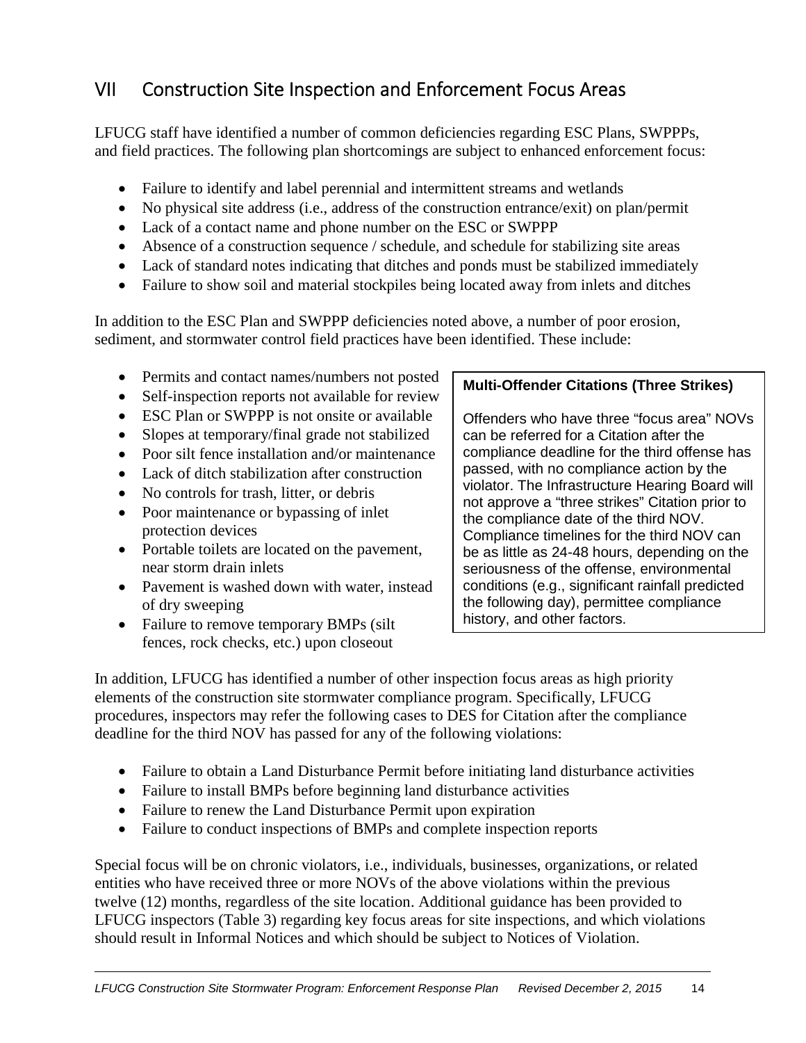## VII Construction Site Inspection and Enforcement Focus Areas

LFUCG staff have identified a number of common deficiencies regarding ESC Plans, SWPPPs, and field practices. The following plan shortcomings are subject to enhanced enforcement focus:

- Failure to identify and label perennial and intermittent streams and wetlands
- No physical site address (i.e., address of the construction entrance/exit) on plan/permit
- Lack of a contact name and phone number on the ESC or SWPPP
- Absence of a construction sequence / schedule, and schedule for stabilizing site areas
- Lack of standard notes indicating that ditches and ponds must be stabilized immediately
- Failure to show soil and material stockpiles being located away from inlets and ditches

In addition to the ESC Plan and SWPPP deficiencies noted above, a number of poor erosion, sediment, and stormwater control field practices have been identified. These include:

- Permits and contact names/numbers not posted
- Self-inspection reports not available for review
- ESC Plan or SWPPP is not onsite or available
- Slopes at temporary/final grade not stabilized
- Poor silt fence installation and/or maintenance
- Lack of ditch stabilization after construction
- No controls for trash, litter, or debris
- Poor maintenance or bypassing of inlet protection devices
- Portable toilets are located on the pavement, near storm drain inlets
- Pavement is washed down with water, instead of dry sweeping
- Failure to remove temporary BMPs (silt fences, rock checks, etc.) upon closeout

> **Multi-Offender Citations (Three Strikes)**
>
> Offenders who have three "focus area" NOVs can be referred for a Citation after the compliance deadline for the third offense has passed, with no compliance action by the violator. The Infrastructure Hearing Board will not approve a "three strikes" Citation prior to the compliance date of the third NOV. Compliance timelines for the third NOV can be as little as 24-48 hours, depending on the seriousness of the offense, environmental conditions (e.g., significant rainfall predicted the following day), permittee compliance history, and other factors.

In addition, LFUCG has identified a number of other inspection focus areas as high priority elements of the construction site stormwater compliance program. Specifically, LFUCG procedures, inspectors may refer the following cases to DES for Citation after the compliance deadline for the third NOV has passed for any of the following violations:

- Failure to obtain a Land Disturbance Permit before initiating land disturbance activities
- Failure to install BMPs before beginning land disturbance activities
- Failure to renew the Land Disturbance Permit upon expiration
- Failure to conduct inspections of BMPs and complete inspection reports

Special focus will be on chronic violators, i.e., individuals, businesses, organizations, or related entities who have received three or more NOVs of the above violations within the previous twelve (12) months, regardless of the site location. Additional guidance has been provided to LFUCG inspectors (Table 3) regarding key focus areas for site inspections, and which violations should result in Informal Notices and which should be subject to Notices of Violation.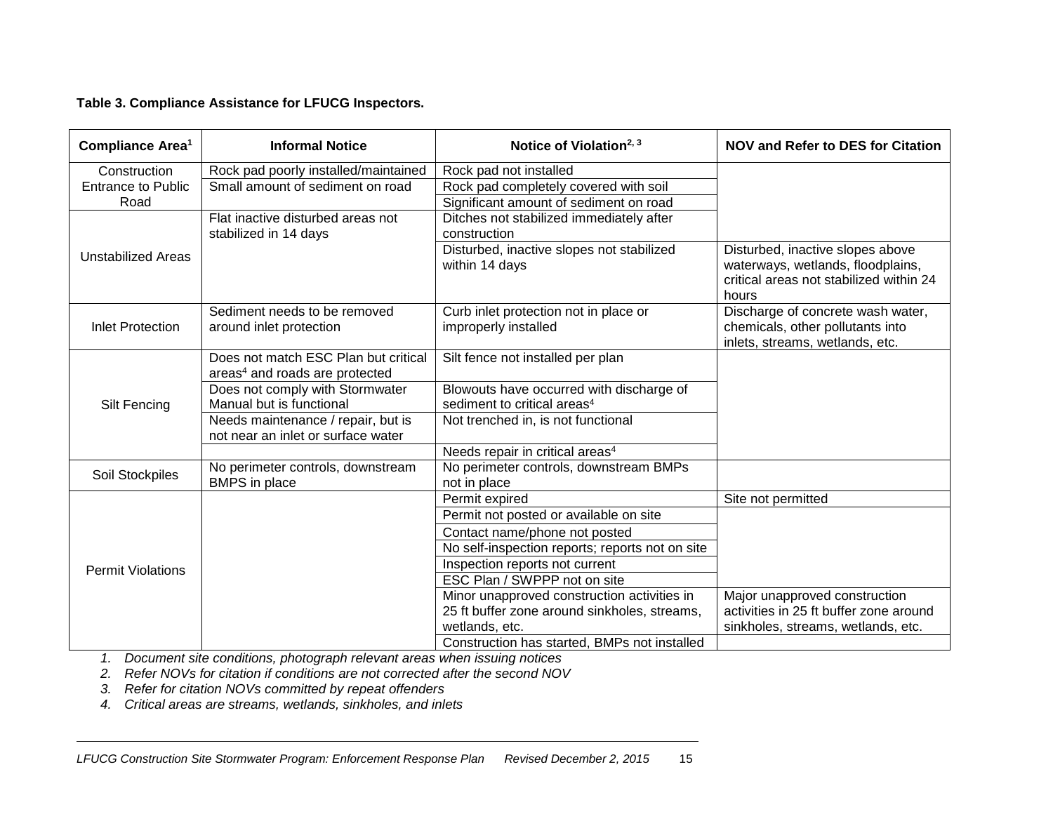**Table 3. Compliance Assistance for LFUCG Inspectors.**

| Compliance Area[1] | Informal Notice | Notice of Violation[2, 3] | NOV and Refer to DES for Citation |
|---|---|---|---|
| Construction Entrance to Public Road | Rock pad poorly installed/maintained | Rock pad not installed | |
| | Small amount of sediment on road | Rock pad completely covered with soil | |
| | | Significant amount of sediment on road | |
| Unstabilized Areas | Flat inactive disturbed areas not stabilized in 14 days | Ditches not stabilized immediately after construction | |
| | | Disturbed, inactive slopes not stabilized within 14 days | Disturbed, inactive slopes above waterways, wetlands, floodplains, critical areas not stabilized within 24 hours |
| Inlet Protection | Sediment needs to be removed around inlet protection | Curb inlet protection not in place or improperly installed | Discharge of concrete wash water, chemicals, other pollutants into inlets, streams, wetlands, etc. |
| Silt Fencing | Does not match ESC Plan but critical areas[4] and roads are protected | Silt fence not installed per plan | |
| | Does not comply with Stormwater Manual but is functional | Blowouts have occurred with discharge of sediment to critical areas[4] | |
| | Needs maintenance / repair, but is not near an inlet or surface water | Not trenched in, is not functional | |
| | | Needs repair in critical areas[4] | |
| Soil Stockpiles | No perimeter controls, downstream BMPS in place | No perimeter controls, downstream BMPs not in place | |
| Permit Violations | | Permit expired | Site not permitted |
| | | Permit not posted or available on site | |
| | | Contact name/phone not posted | |
| | | No self-inspection reports; reports not on site | |
| | | Inspection reports not current | |
| | | ESC Plan / SWPPP not on site | |
| | | Minor unapproved construction activities in 25 ft buffer zone around sinkholes, streams, wetlands, etc. | Major unapproved construction activities in 25 ft buffer zone around sinkholes, streams, wetlands, etc. |
| | | Construction has started, BMPs not installed | |

1. *Document site conditions, photograph relevant areas when issuing notices*
2. *Refer NOVs for citation if conditions are not corrected after the second NOV*
3. *Refer for citation NOVs committed by repeat offenders*
4. *Critical areas are streams, wetlands, sinkholes, and inlets*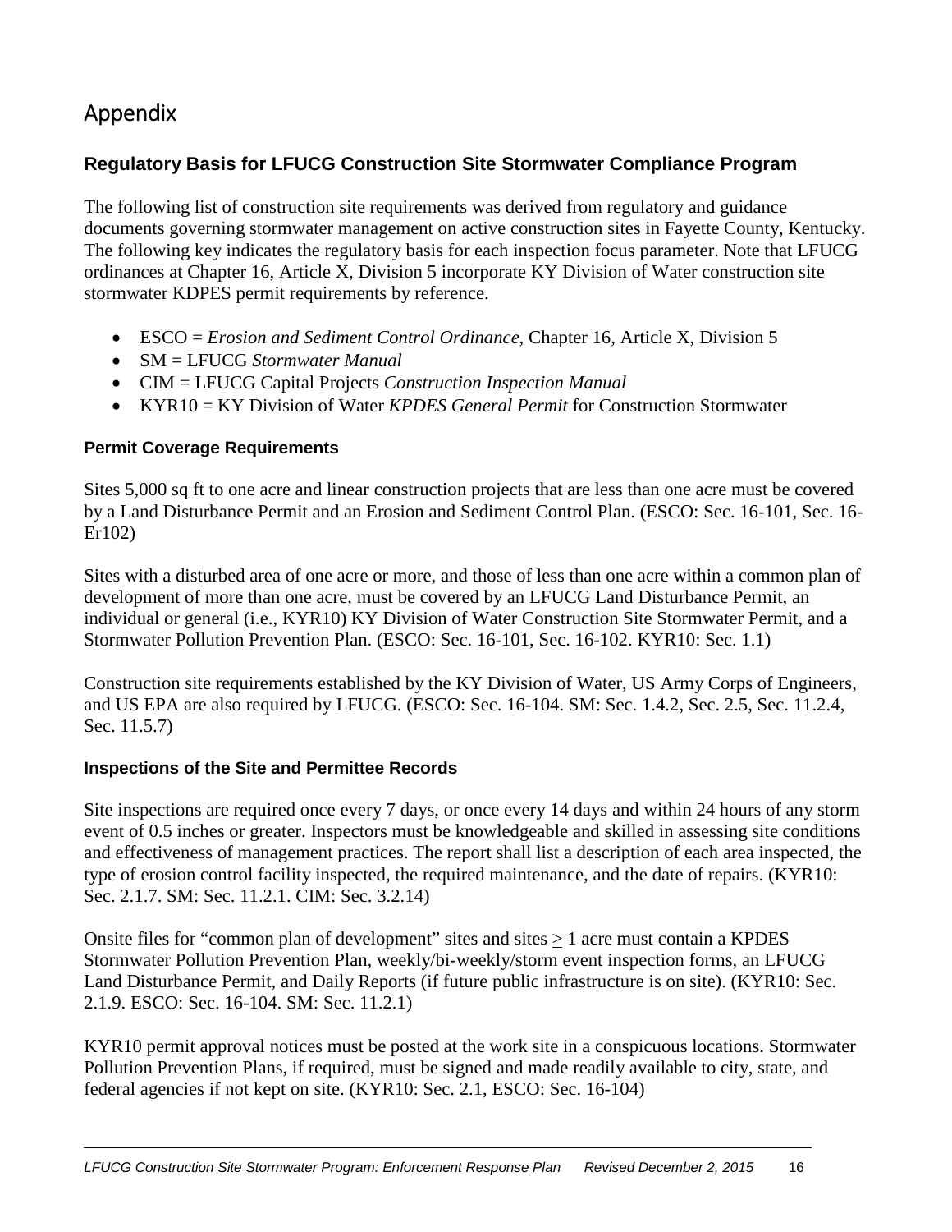# Appendix

## Regulatory Basis for LFUCG Construction Site Stormwater Compliance Program

The following list of construction site requirements was derived from regulatory and guidance documents governing stormwater management on active construction sites in Fayette County, Kentucky. The following key indicates the regulatory basis for each inspection focus parameter. Note that LFUCG ordinances at Chapter 16, Article X, Division 5 incorporate KY Division of Water construction site stormwater KDPES permit requirements by reference.

- ESCO = *Erosion and Sediment Control Ordinance*, Chapter 16, Article X, Division 5
- SM = LFUCG *Stormwater Manual*
- CIM = LFUCG Capital Projects *Construction Inspection Manual*
- KYR10 = KY Division of Water *KPDES General Permit* for Construction Stormwater

### Permit Coverage Requirements

Sites 5,000 sq ft to one acre and linear construction projects that are less than one acre must be covered by a Land Disturbance Permit and an Erosion and Sediment Control Plan. (ESCO: Sec. 16-101, Sec. 16-Er102)

Sites with a disturbed area of one acre or more, and those of less than one acre within a common plan of development of more than one acre, must be covered by an LFUCG Land Disturbance Permit, an individual or general (i.e., KYR10) KY Division of Water Construction Site Stormwater Permit, and a Stormwater Pollution Prevention Plan. (ESCO: Sec. 16-101, Sec. 16-102. KYR10: Sec. 1.1)

Construction site requirements established by the KY Division of Water, US Army Corps of Engineers, and US EPA are also required by LFUCG. (ESCO: Sec. 16-104. SM: Sec. 1.4.2, Sec. 2.5, Sec. 11.2.4, Sec. 11.5.7)

### Inspections of the Site and Permittee Records

Site inspections are required once every 7 days, or once every 14 days and within 24 hours of any storm event of 0.5 inches or greater. Inspectors must be knowledgeable and skilled in assessing site conditions and effectiveness of management practices. The report shall list a description of each area inspected, the type of erosion control facility inspected, the required maintenance, and the date of repairs. (KYR10: Sec. 2.1.7. SM: Sec. 11.2.1. CIM: Sec. 3.2.14)

Onsite files for "common plan of development" sites and sites $\geq$ 1 acre must contain a KPDES Stormwater Pollution Prevention Plan, weekly/bi-weekly/storm event inspection forms, an LFUCG Land Disturbance Permit, and Daily Reports (if future public infrastructure is on site). (KYR10: Sec. 2.1.9. ESCO: Sec. 16-104. SM: Sec. 11.2.1)

KYR10 permit approval notices must be posted at the work site in a conspicuous locations. Stormwater Pollution Prevention Plans, if required, must be signed and made readily available to city, state, and federal agencies if not kept on site. (KYR10: Sec. 2.1, ESCO: Sec. 16-104)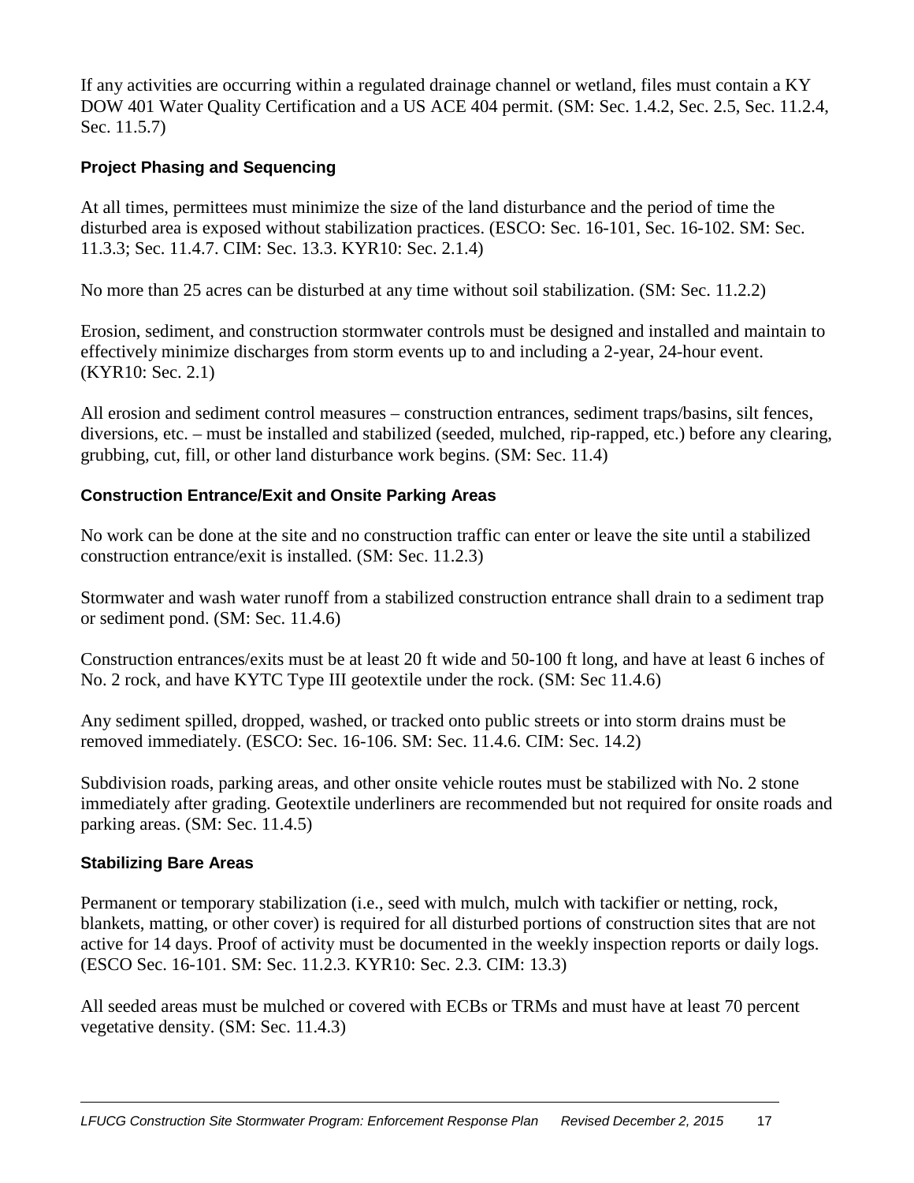If any activities are occurring within a regulated drainage channel or wetland, files must contain a KY DOW 401 Water Quality Certification and a US ACE 404 permit. (SM: Sec. 1.4.2, Sec. 2.5, Sec. 11.2.4, Sec. 11.5.7)

### Project Phasing and Sequencing

At all times, permittees must minimize the size of the land disturbance and the period of time the disturbed area is exposed without stabilization practices. (ESCO: Sec. 16-101, Sec. 16-102. SM: Sec. 11.3.3; Sec. 11.4.7. CIM: Sec. 13.3. KYR10: Sec. 2.1.4)

No more than 25 acres can be disturbed at any time without soil stabilization. (SM: Sec. 11.2.2)

Erosion, sediment, and construction stormwater controls must be designed and installed and maintain to effectively minimize discharges from storm events up to and including a 2-year, 24-hour event. (KYR10: Sec. 2.1)

All erosion and sediment control measures – construction entrances, sediment traps/basins, silt fences, diversions, etc. – must be installed and stabilized (seeded, mulched, rip-rapped, etc.) before any clearing, grubbing, cut, fill, or other land disturbance work begins. (SM: Sec. 11.4)

### Construction Entrance/Exit and Onsite Parking Areas

No work can be done at the site and no construction traffic can enter or leave the site until a stabilized construction entrance/exit is installed. (SM: Sec. 11.2.3)

Stormwater and wash water runoff from a stabilized construction entrance shall drain to a sediment trap or sediment pond. (SM: Sec. 11.4.6)

Construction entrances/exits must be at least 20 ft wide and 50-100 ft long, and have at least 6 inches of No. 2 rock, and have KYTC Type III geotextile under the rock. (SM: Sec 11.4.6)

Any sediment spilled, dropped, washed, or tracked onto public streets or into storm drains must be removed immediately. (ESCO: Sec. 16-106. SM: Sec. 11.4.6. CIM: Sec. 14.2)

Subdivision roads, parking areas, and other onsite vehicle routes must be stabilized with No. 2 stone immediately after grading. Geotextile underliners are recommended but not required for onsite roads and parking areas. (SM: Sec. 11.4.5)

### Stabilizing Bare Areas

Permanent or temporary stabilization (i.e., seed with mulch, mulch with tackifier or netting, rock, blankets, matting, or other cover) is required for all disturbed portions of construction sites that are not active for 14 days. Proof of activity must be documented in the weekly inspection reports or daily logs. (ESCO Sec. 16-101. SM: Sec. 11.2.3. KYR10: Sec. 2.3. CIM: 13.3)

All seeded areas must be mulched or covered with ECBs or TRMs and must have at least 70 percent vegetative density. (SM: Sec. 11.4.3)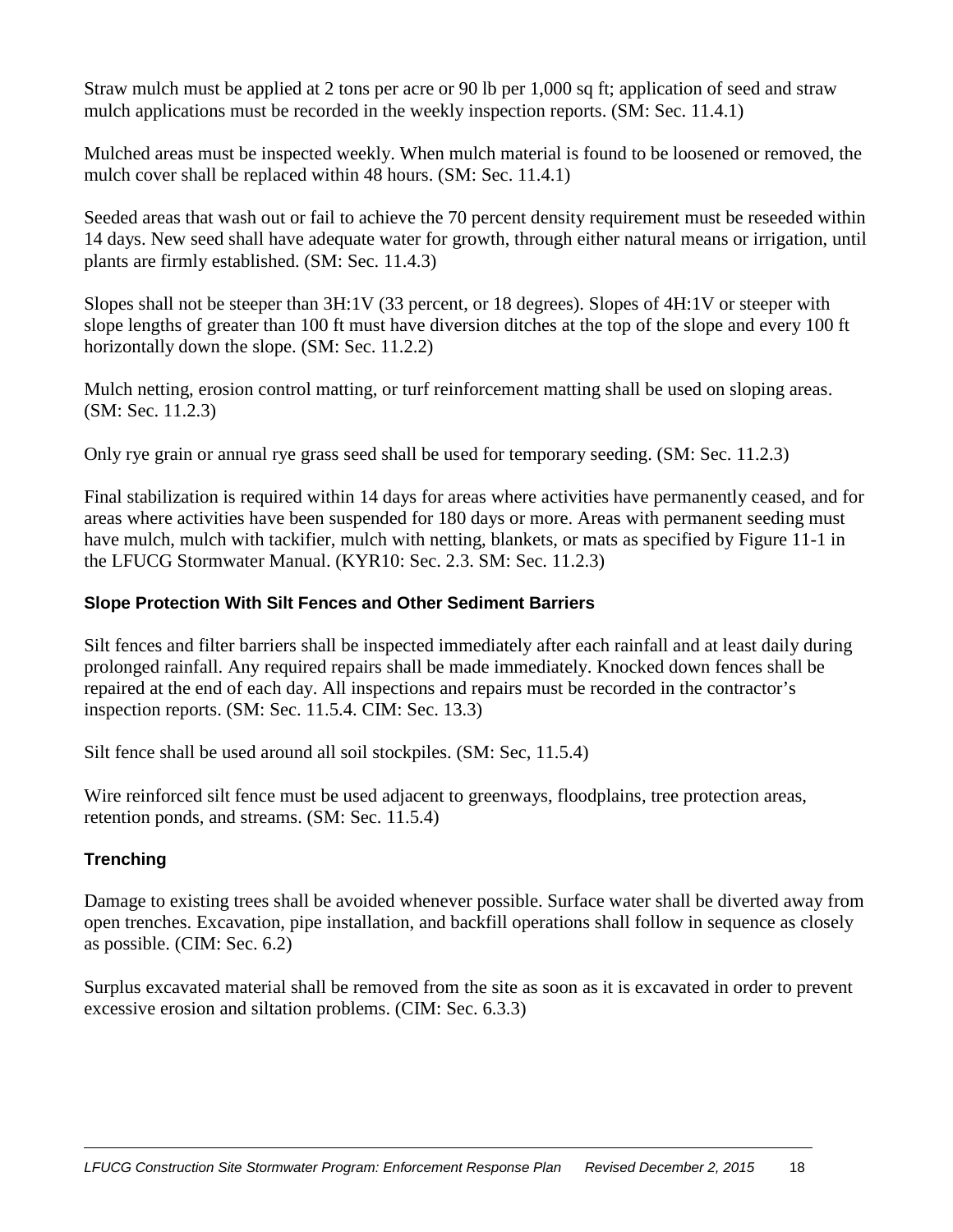Straw mulch must be applied at 2 tons per acre or 90 lb per 1,000 sq ft; application of seed and straw mulch applications must be recorded in the weekly inspection reports. (SM: Sec. 11.4.1)

Mulched areas must be inspected weekly. When mulch material is found to be loosened or removed, the mulch cover shall be replaced within 48 hours. (SM: Sec. 11.4.1)

Seeded areas that wash out or fail to achieve the 70 percent density requirement must be reseeded within 14 days. New seed shall have adequate water for growth, through either natural means or irrigation, until plants are firmly established. (SM: Sec. 11.4.3)

Slopes shall not be steeper than 3H:1V (33 percent, or 18 degrees). Slopes of 4H:1V or steeper with slope lengths of greater than 100 ft must have diversion ditches at the top of the slope and every 100 ft horizontally down the slope. (SM: Sec. 11.2.2)

Mulch netting, erosion control matting, or turf reinforcement matting shall be used on sloping areas. (SM: Sec. 11.2.3)

Only rye grain or annual rye grass seed shall be used for temporary seeding. (SM: Sec. 11.2.3)

Final stabilization is required within 14 days for areas where activities have permanently ceased, and for areas where activities have been suspended for 180 days or more. Areas with permanent seeding must have mulch, mulch with tackifier, mulch with netting, blankets, or mats as specified by Figure 11-1 in the LFUCG Stormwater Manual. (KYR10: Sec. 2.3. SM: Sec. 11.2.3)

### Slope Protection With Silt Fences and Other Sediment Barriers

Silt fences and filter barriers shall be inspected immediately after each rainfall and at least daily during prolonged rainfall. Any required repairs shall be made immediately. Knocked down fences shall be repaired at the end of each day. All inspections and repairs must be recorded in the contractor's inspection reports. (SM: Sec. 11.5.4. CIM: Sec. 13.3)

Silt fence shall be used around all soil stockpiles. (SM: Sec, 11.5.4)

Wire reinforced silt fence must be used adjacent to greenways, floodplains, tree protection areas, retention ponds, and streams. (SM: Sec. 11.5.4)

### Trenching

Damage to existing trees shall be avoided whenever possible. Surface water shall be diverted away from open trenches. Excavation, pipe installation, and backfill operations shall follow in sequence as closely as possible. (CIM: Sec. 6.2)

Surplus excavated material shall be removed from the site as soon as it is excavated in order to prevent excessive erosion and siltation problems. (CIM: Sec. 6.3.3)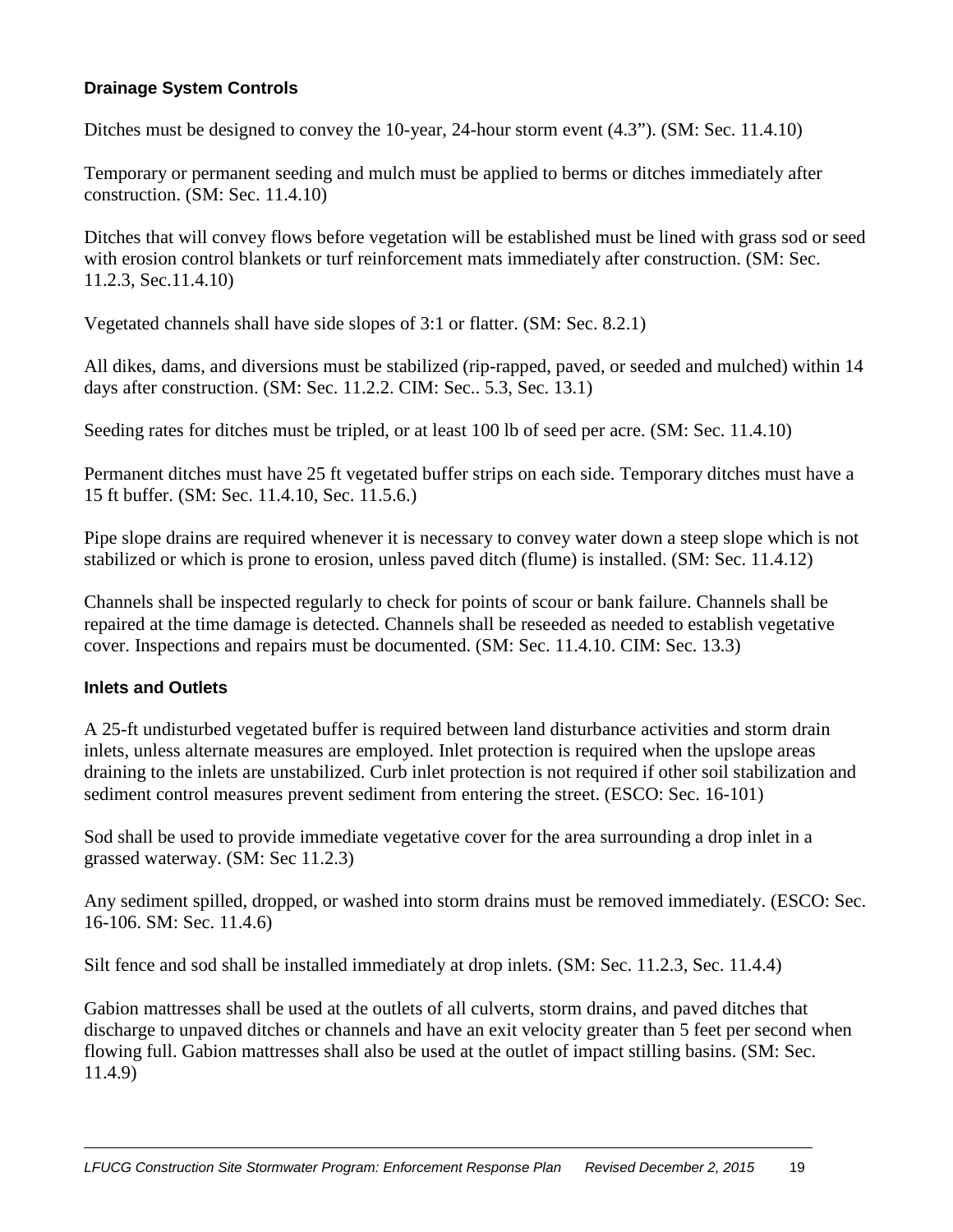### Drainage System Controls

Ditches must be designed to convey the 10-year, 24-hour storm event (4.3”). (SM: Sec. 11.4.10)

Temporary or permanent seeding and mulch must be applied to berms or ditches immediately after construction. (SM: Sec. 11.4.10)

Ditches that will convey flows before vegetation will be established must be lined with grass sod or seed with erosion control blankets or turf reinforcement mats immediately after construction. (SM: Sec. 11.2.3, Sec.11.4.10)

Vegetated channels shall have side slopes of 3:1 or flatter. (SM: Sec. 8.2.1)

All dikes, dams, and diversions must be stabilized (rip-rapped, paved, or seeded and mulched) within 14 days after construction. (SM: Sec. 11.2.2. CIM: Sec.. 5.3, Sec. 13.1)

Seeding rates for ditches must be tripled, or at least 100 lb of seed per acre. (SM: Sec. 11.4.10)

Permanent ditches must have 25 ft vegetated buffer strips on each side. Temporary ditches must have a 15 ft buffer. (SM: Sec. 11.4.10, Sec. 11.5.6.)

Pipe slope drains are required whenever it is necessary to convey water down a steep slope which is not stabilized or which is prone to erosion, unless paved ditch (flume) is installed. (SM: Sec. 11.4.12)

Channels shall be inspected regularly to check for points of scour or bank failure. Channels shall be repaired at the time damage is detected. Channels shall be reseeded as needed to establish vegetative cover. Inspections and repairs must be documented. (SM: Sec. 11.4.10. CIM: Sec. 13.3)

### Inlets and Outlets

A 25-ft undisturbed vegetated buffer is required between land disturbance activities and storm drain inlets, unless alternate measures are employed. Inlet protection is required when the upslope areas draining to the inlets are unstabilized. Curb inlet protection is not required if other soil stabilization and sediment control measures prevent sediment from entering the street. (ESCO: Sec. 16-101)

Sod shall be used to provide immediate vegetative cover for the area surrounding a drop inlet in a grassed waterway. (SM: Sec 11.2.3)

Any sediment spilled, dropped, or washed into storm drains must be removed immediately. (ESCO: Sec. 16-106. SM: Sec. 11.4.6)

Silt fence and sod shall be installed immediately at drop inlets. (SM: Sec. 11.2.3, Sec. 11.4.4)

Gabion mattresses shall be used at the outlets of all culverts, storm drains, and paved ditches that discharge to unpaved ditches or channels and have an exit velocity greater than 5 feet per second when flowing full. Gabion mattresses shall also be used at the outlet of impact stilling basins. (SM: Sec. 11.4.9)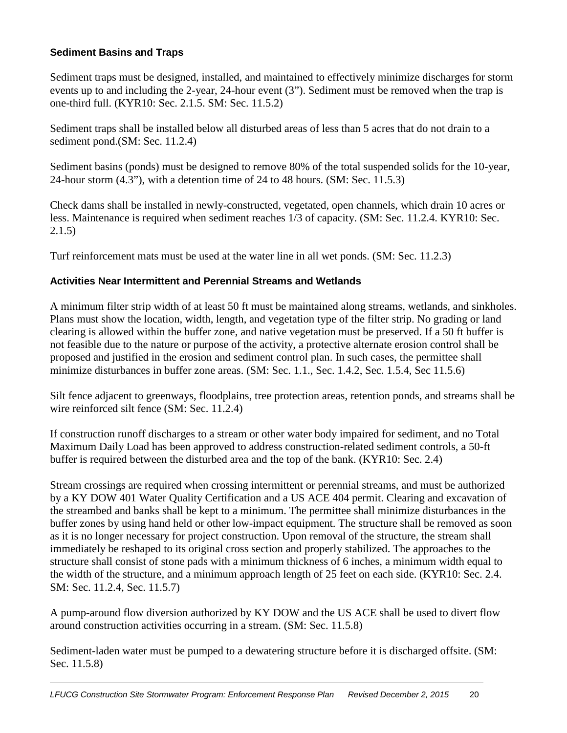### Sediment Basins and Traps

Sediment traps must be designed, installed, and maintained to effectively minimize discharges for storm events up to and including the 2-year, 24-hour event (3"). Sediment must be removed when the trap is one-third full. (KYR10: Sec. 2.1.5. SM: Sec. 11.5.2)

Sediment traps shall be installed below all disturbed areas of less than 5 acres that do not drain to a sediment pond.(SM: Sec. 11.2.4)

Sediment basins (ponds) must be designed to remove 80% of the total suspended solids for the 10-year, 24-hour storm (4.3"), with a detention time of 24 to 48 hours. (SM: Sec. 11.5.3)

Check dams shall be installed in newly-constructed, vegetated, open channels, which drain 10 acres or less. Maintenance is required when sediment reaches 1/3 of capacity. (SM: Sec. 11.2.4. KYR10: Sec. 2.1.5)

Turf reinforcement mats must be used at the water line in all wet ponds. (SM: Sec. 11.2.3)

### Activities Near Intermittent and Perennial Streams and Wetlands

A minimum filter strip width of at least 50 ft must be maintained along streams, wetlands, and sinkholes. Plans must show the location, width, length, and vegetation type of the filter strip. No grading or land clearing is allowed within the buffer zone, and native vegetation must be preserved. If a 50 ft buffer is not feasible due to the nature or purpose of the activity, a protective alternate erosion control shall be proposed and justified in the erosion and sediment control plan. In such cases, the permittee shall minimize disturbances in buffer zone areas. (SM: Sec. 1.1., Sec. 1.4.2, Sec. 1.5.4, Sec 11.5.6)

Silt fence adjacent to greenways, floodplains, tree protection areas, retention ponds, and streams shall be wire reinforced silt fence (SM: Sec. 11.2.4)

If construction runoff discharges to a stream or other water body impaired for sediment, and no Total Maximum Daily Load has been approved to address construction-related sediment controls, a 50-ft buffer is required between the disturbed area and the top of the bank. (KYR10: Sec. 2.4)

Stream crossings are required when crossing intermittent or perennial streams, and must be authorized by a KY DOW 401 Water Quality Certification and a US ACE 404 permit. Clearing and excavation of the streambed and banks shall be kept to a minimum. The permittee shall minimize disturbances in the buffer zones by using hand held or other low-impact equipment. The structure shall be removed as soon as it is no longer necessary for project construction. Upon removal of the structure, the stream shall immediately be reshaped to its original cross section and properly stabilized. The approaches to the structure shall consist of stone pads with a minimum thickness of 6 inches, a minimum width equal to the width of the structure, and a minimum approach length of 25 feet on each side. (KYR10: Sec. 2.4. SM: Sec. 11.2.4, Sec. 11.5.7)

A pump-around flow diversion authorized by KY DOW and the US ACE shall be used to divert flow around construction activities occurring in a stream. (SM: Sec. 11.5.8)

Sediment-laden water must be pumped to a dewatering structure before it is discharged offsite. (SM: Sec. 11.5.8)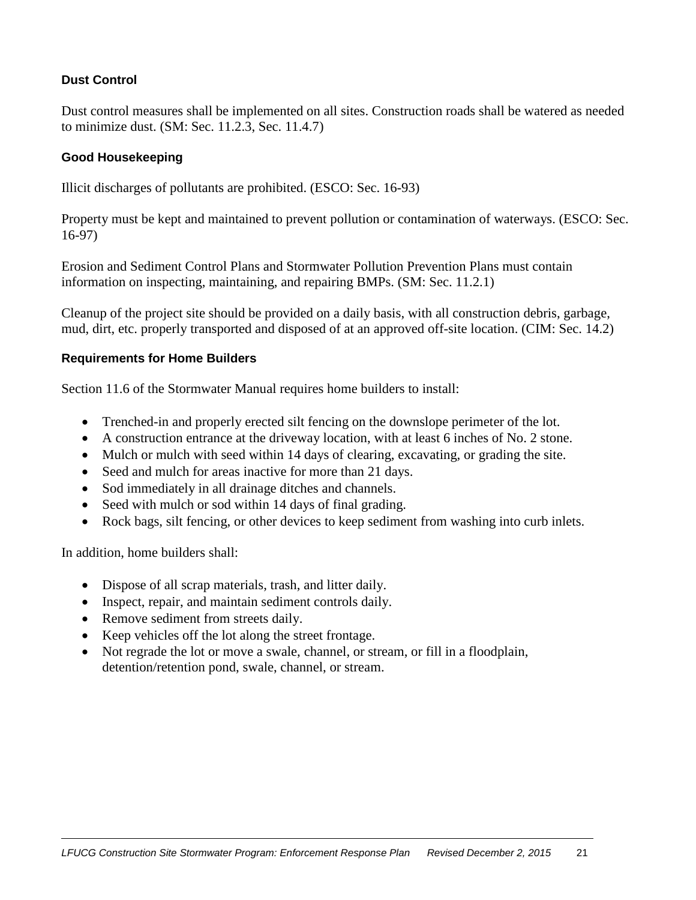### Dust Control

Dust control measures shall be implemented on all sites. Construction roads shall be watered as needed to minimize dust. (SM: Sec. 11.2.3, Sec. 11.4.7)

### Good Housekeeping

Illicit discharges of pollutants are prohibited. (ESCO: Sec. 16-93)

Property must be kept and maintained to prevent pollution or contamination of waterways. (ESCO: Sec. 16-97)

Erosion and Sediment Control Plans and Stormwater Pollution Prevention Plans must contain information on inspecting, maintaining, and repairing BMPs. (SM: Sec. 11.2.1)

Cleanup of the project site should be provided on a daily basis, with all construction debris, garbage, mud, dirt, etc. properly transported and disposed of at an approved off-site location. (CIM: Sec. 14.2)

### Requirements for Home Builders

Section 11.6 of the Stormwater Manual requires home builders to install:

- Trenched-in and properly erected silt fencing on the downslope perimeter of the lot.
- A construction entrance at the driveway location, with at least 6 inches of No. 2 stone.
- Mulch or mulch with seed within 14 days of clearing, excavating, or grading the site.
- Seed and mulch for areas inactive for more than 21 days.
- Sod immediately in all drainage ditches and channels.
- Seed with mulch or sod within 14 days of final grading.
- Rock bags, silt fencing, or other devices to keep sediment from washing into curb inlets.

In addition, home builders shall:

- Dispose of all scrap materials, trash, and litter daily.
- Inspect, repair, and maintain sediment controls daily.
- Remove sediment from streets daily.
- Keep vehicles off the lot along the street frontage.
- Not regrade the lot or move a swale, channel, or stream, or fill in a floodplain, detention/retention pond, swale, channel, or stream.